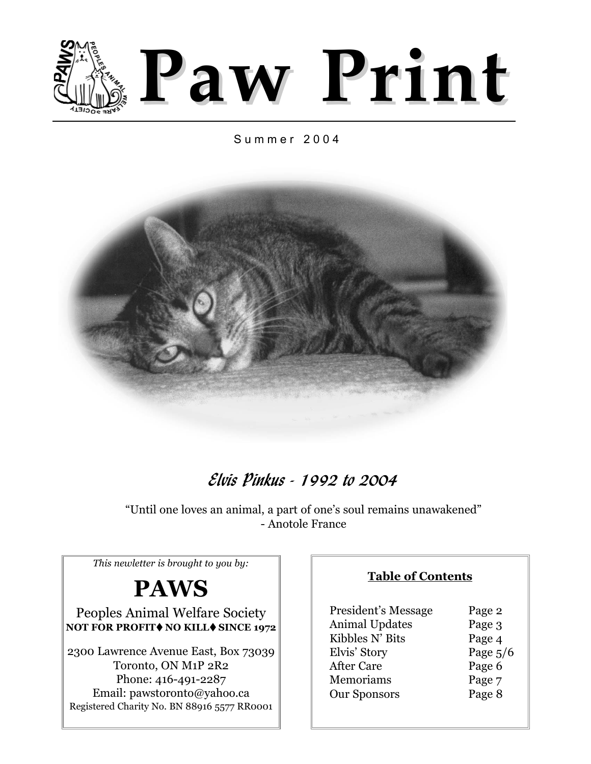# Paw Print

Summer 2004

*Elvis Pinkus - 1992 to 2004*

"Until one loves an animal, a part of one's soul remains unawakened"
- Anotole France

*This newsletter is brought to you by:*

## PAWS

Peoples Animal Welfare Society
**NOT FOR PROFIT♦ NO KILL♦ SINCE 1972**

2300 Lawrence Avenue East, Box 73039
Toronto, ON M1P 2R2
Phone: 416-491-2287
Email: pawstoronto@yahoo.ca
Registered Charity No. BN 88916 5577 RR0001

**Table of Contents**

| | |
|---|---|
| President's Message | Page 2 |
| Animal Updates | Page 3 |
| Kibbles N' Bits | Page 4 |
| Elvis' Story | Page 5/6 |
| After Care | Page 6 |
| Memoriams | Page 7 |
| Our Sponsors | Page 8 |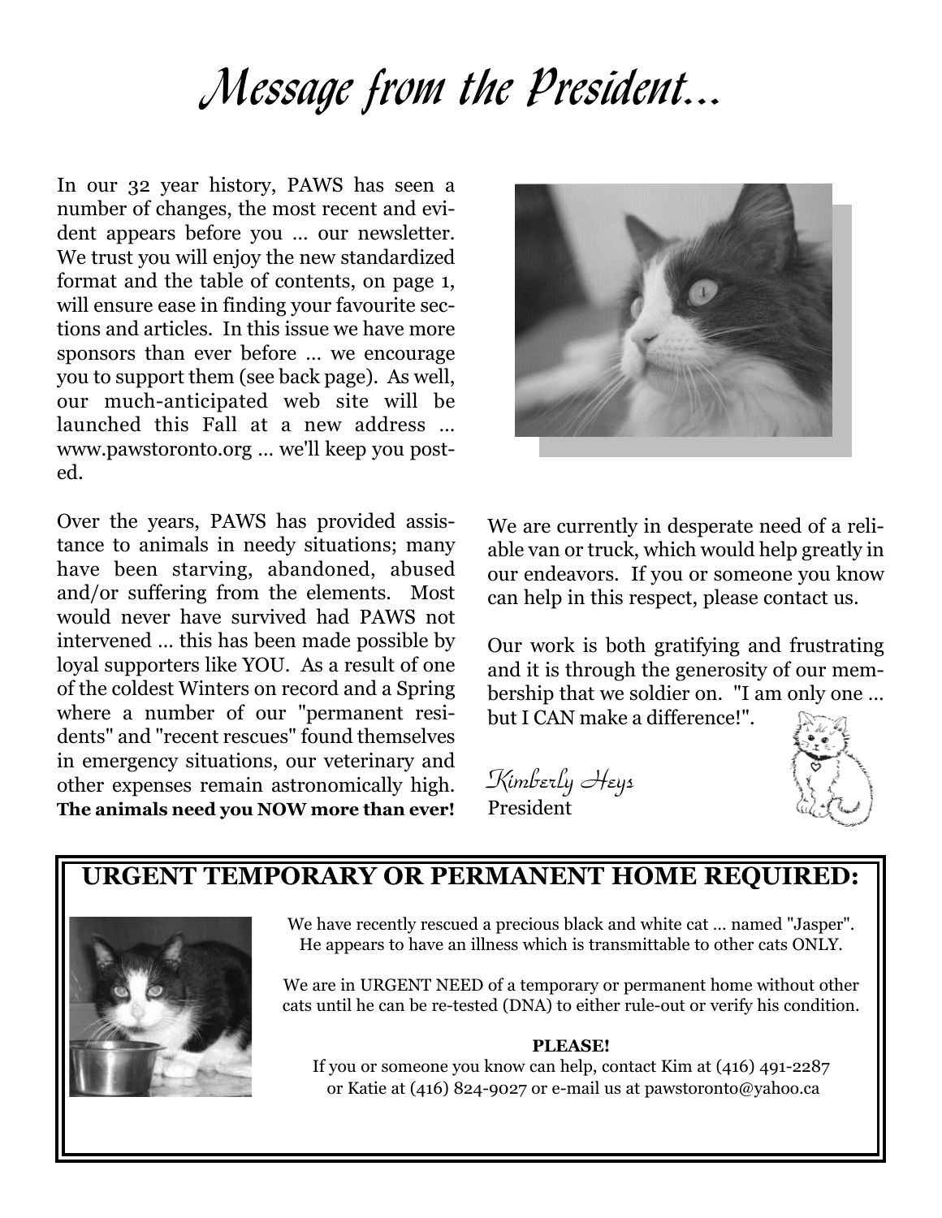# Message from the President...

In our 32 year history, PAWS has seen a number of changes, the most recent and evident appears before you ... our newsletter. We trust you will enjoy the new standardized format and the table of contents, on page 1, will ensure ease in finding your favourite sections and articles. In this issue we have more sponsors than ever before ... we encourage you to support them (see back page). As well, our much-anticipated web site will be launched this Fall at a new address ... www.pawstoronto.org ... we'll keep you posted.

Over the years, PAWS has provided assistance to animals in needy situations; many have been starving, abandoned, abused and/or suffering from the elements. Most would never have survived had PAWS not intervened ... this has been made possible by loyal supporters like YOU. As a result of one of the coldest Winters on record and a Spring where a number of our "permanent residents" and "recent rescues" found themselves in emergency situations, our veterinary and other expenses remain astronomically high. **The animals need you NOW more than ever!**

We are currently in desperate need of a reliable van or truck, which would help greatly in our endeavors. If you or someone you know can help in this respect, please contact us.

Our work is both gratifying and frustrating and it is through the generosity of our membership that we soldier on. "I am only one ... but I CAN make a difference!".

*Kimberly Heys*
President

## URGENT TEMPORARY OR PERMANENT HOME REQUIRED:

We have recently rescued a precious black and white cat ... named "Jasper". He appears to have an illness which is transmittable to other cats ONLY.

We are in URGENT NEED of a temporary or permanent home without other cats until he can be re-tested (DNA) to either rule-out or verify his condition.

**PLEASE!**

If you or someone you know can help, contact Kim at (416) 491-2287 or Katie at (416) 824-9027 or e-mail us at pawstoronto@yahoo.ca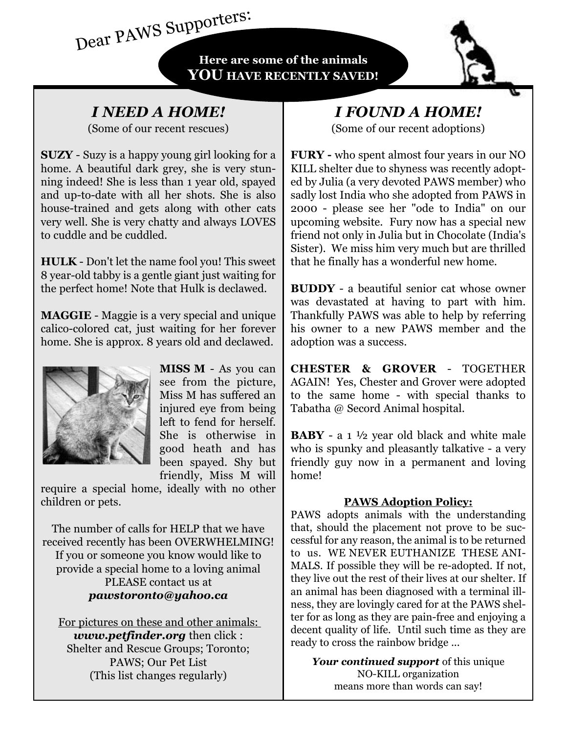Dear PAWS Supporters:

**Here are some of the animals YOU HAVE RECENTLY SAVED!**

## *I NEED A HOME!*

(Some of our recent rescues)

**SUZY** - Suzy is a happy young girl looking for a home. A beautiful dark grey, she is very stunning indeed! She is less than 1 year old, spayed and up-to-date with all her shots. She is also house-trained and gets along with other cats very well. She is very chatty and always LOVES to cuddle and be cuddled.

**HULK** - Don't let the name fool you! This sweet 8 year-old tabby is a gentle giant just waiting for the perfect home! Note that Hulk is declawed.

**MAGGIE** - Maggie is a very special and unique calico-colored cat, just waiting for her forever home. She is approx. 8 years old and declawed.

**MISS M** - As you can see from the picture, Miss M has suffered an injured eye from being left to fend for herself. She is otherwise in good heath and has been spayed. Shy but friendly, Miss M will require a special home, ideally with no other children or pets.

The number of calls for HELP that we have received recently has been OVERWHELMING! If you or someone you know would like to provide a special home to a loving animal PLEASE contact us at ***pawstoronto@yahoo.ca***

For pictures on these and other animals: ***www.petfinder.org*** then click : Shelter and Rescue Groups; Toronto; PAWS; Our Pet List (This list changes regularly)

## *I FOUND A HOME!*

(Some of our recent adoptions)

**FURY -** who spent almost four years in our NO KILL shelter due to shyness was recently adopted by Julia (a very devoted PAWS member) who sadly lost India who she adopted from PAWS in 2000 - please see her "ode to India" on our upcoming website. Fury now has a special new friend not only in Julia but in Chocolate (India's Sister). We miss him very much but are thrilled that he finally has a wonderful new home.

**BUDDY** - a beautiful senior cat whose owner was devastated at having to part with him. Thankfully PAWS was able to help by referring his owner to a new PAWS member and the adoption was a success.

**CHESTER & GROVER** - TOGETHER AGAIN! Yes, Chester and Grover were adopted to the same home - with special thanks to Tabatha @ Secord Animal hospital.

**BABY** - a 1 ½ year old black and white male who is spunky and pleasantly talkative - a very friendly guy now in a permanent and loving home!

### PAWS Adoption Policy:

PAWS adopts animals with the understanding that, should the placement not prove to be successful for any reason, the animal is to be returned to us. WE NEVER EUTHANIZE THESE ANIMALS. If possible they will be re-adopted. If not, they live out the rest of their lives at our shelter. If an animal has been diagnosed with a terminal illness, they are lovingly cared for at the PAWS shelter for as long as they are pain-free and enjoying a decent quality of life. Until such time as they are ready to cross the rainbow bridge ...

***Your continued support*** of this unique NO-KILL organization means more than words can say!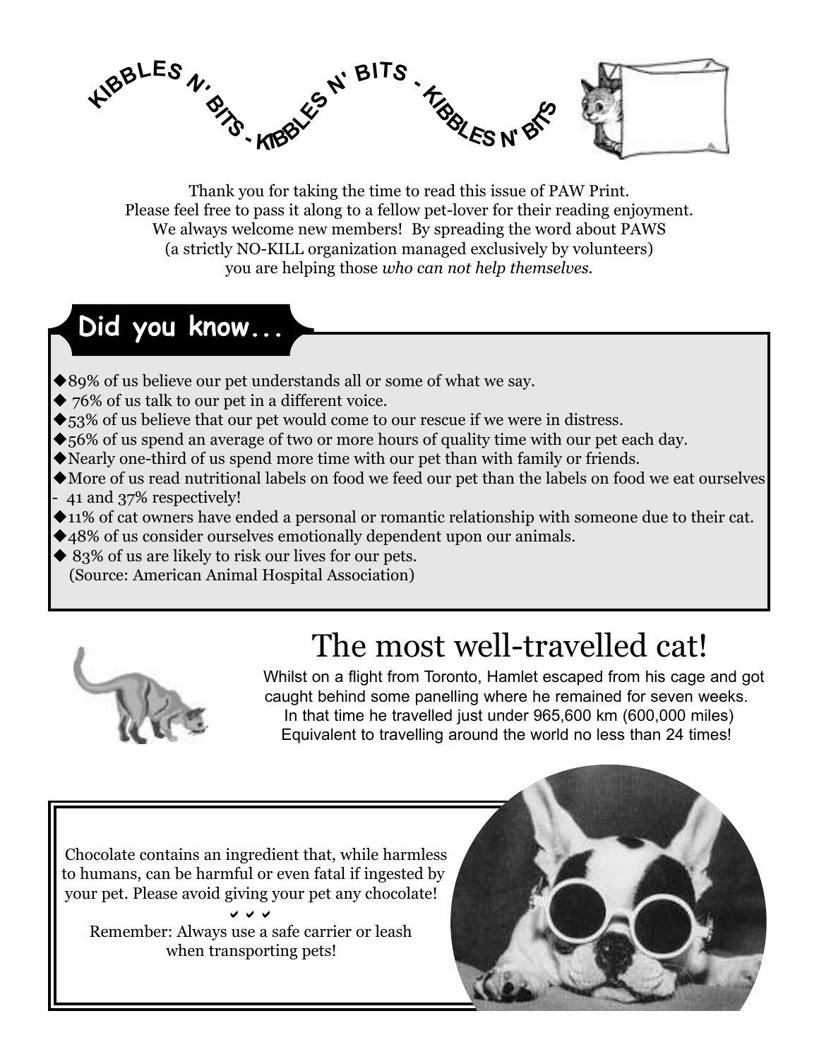# KIBBLES N' BITS - KIBBLES N' BITS - KIBBLES N' BITS

Thank you for taking the time to read this issue of PAW Print.
Please feel free to pass it along to a fellow pet-lover for their reading enjoyment.
We always welcome new members! By spreading the word about PAWS
(a strictly NO-KILL organization managed exclusively by volunteers)
you are helping those *who can not help themselves.*

## Did you know...

- 89% of us believe our pet understands all or some of what we say.
- 76% of us talk to our pet in a different voice.
- 53% of us believe that our pet would come to our rescue if we were in distress.
- 56% of us spend an average of two or more hours of quality time with our pet each day.
- Nearly one-third of us spend more time with our pet than with family or friends.
- More of us read nutritional labels on food we feed our pet than the labels on food we eat ourselves - 41 and 37% respectively!
- 11% of cat owners have ended a personal or romantic relationship with someone due to their cat.
- 48% of us consider ourselves emotionally dependent upon our animals.
- 83% of us are likely to risk our lives for our pets.

(Source: American Animal Hospital Association)

## The most well-travelled cat!

Whilst on a flight from Toronto, Hamlet escaped from his cage and got caught behind some panelling where he remained for seven weeks. In that time he travelled just under 965,600 km (600,000 miles) Equivalent to travelling around the world no less than 24 times!

Chocolate contains an ingredient that, while harmless to humans, can be harmful or even fatal if ingested by your pet. Please avoid giving your pet any chocolate!

✔ ✔ ✔

Remember: Always use a safe carrier or leash when transporting pets!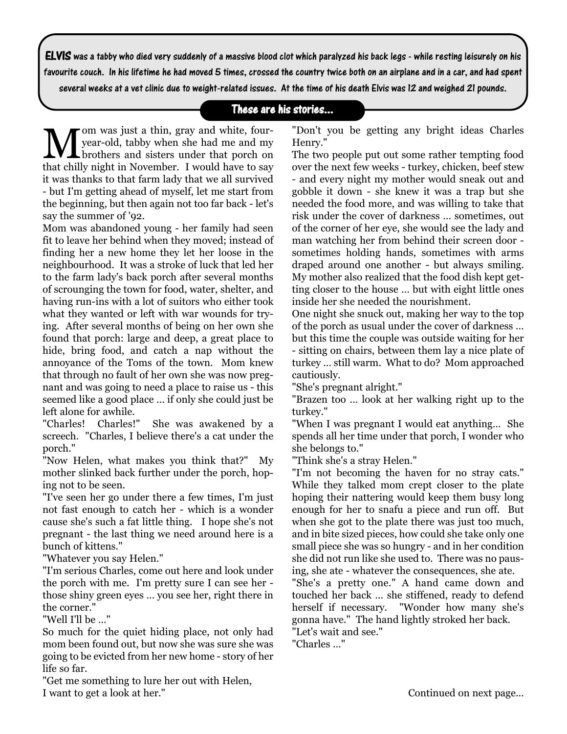**ELVIS** was a tabby who died very suddenly of a massive blood clot which paralyzed his back legs - while resting leisurely on his favourite couch. In his lifetime he had moved 5 times, crossed the country twice both on an airplane and in a car, and had spent several weeks at a vet clinic due to weight-related issues. At the time of his death Elvis was 12 and weighed 21 pounds.

**These are his stories...**

Mom was just a thin, gray and white, four-year-old, tabby when she had me and my brothers and sisters under that porch on that chilly night in November. I would have to say it was thanks to that farm lady that we all survived - but I'm getting ahead of myself, let me start from the beginning, but then again not too far back - let's say the summer of '92.

Mom was abandoned young - her family had seen fit to leave her behind when they moved; instead of finding her a new home they let her loose in the neighbourhood. It was a stroke of luck that led her to the farm lady's back porch after several months of scrounging the town for food, water, shelter, and having run-ins with a lot of suitors who either took what they wanted or left with war wounds for trying. After several months of being on her own she found that porch: large and deep, a great place to hide, bring food, and catch a nap without the annoyance of the Toms of the town. Mom knew that through no fault of her own she was now pregnant and was going to need a place to raise us - this seemed like a good place ... if only she could just be left alone for awhile.

"Charles! Charles!" She was awakened by a screech. "Charles, I believe there's a cat under the porch."

"Now Helen, what makes you think that?" My mother slinked back further under the porch, hoping not to be seen.

"I've seen her go under there a few times, I'm just not fast enough to catch her - which is a wonder cause she's such a fat little thing. I hope she's not pregnant - the last thing we need around here is a bunch of kittens."

"Whatever you say Helen."

"I'm serious Charles, come out here and look under the porch with me. I'm pretty sure I can see her - those shiny green eyes ... you see her, right there in the corner."

"Well I'll be ..."

So much for the quiet hiding place, not only had mom been found out, but now she was sure she was going to be evicted from her new home - story of her life so far.

"Get me something to lure her out with Helen, I want to get a look at her."

"Don't you be getting any bright ideas Charles Henry."

The two people put out some rather tempting food over the next few weeks - turkey, chicken, beef stew - and every night my mother would sneak out and gobble it down - she knew it was a trap but she needed the food more, and was willing to take that risk under the cover of darkness ... sometimes, out of the corner of her eye, she would see the lady and man watching her from behind their screen door - sometimes holding hands, sometimes with arms draped around one another - but always smiling. My mother also realized that the food dish kept getting closer to the house ... but with eight little ones inside her she needed the nourishment.

One night she snuck out, making her way to the top of the porch as usual under the cover of darkness ... but this time the couple was outside waiting for her - sitting on chairs, between them lay a nice plate of turkey ... still warm. What to do? Mom approached cautiously.

"She's pregnant alright."

"Brazen too ... look at her walking right up to the turkey."

"When I was pregnant I would eat anything... She spends all her time under that porch, I wonder who she belongs to."

"Think she's a stray Helen."

"I'm not becoming the haven for no stray cats." While they talked mom crept closer to the plate hoping their nattering would keep them busy long enough for her to snafu a piece and run off. But when she got to the plate there was just too much, and in bite sized pieces, how could she take only one small piece she was so hungry - and in her condition she did not run like she used to. There was no pausing, she ate - whatever the consequences, she ate.

"She's a pretty one." A hand came down and touched her back ... she stiffened, ready to defend herself if necessary. "Wonder how many she's gonna have." The hand lightly stroked her back.

"Let's wait and see."

"Charles ..."

Continued on next page...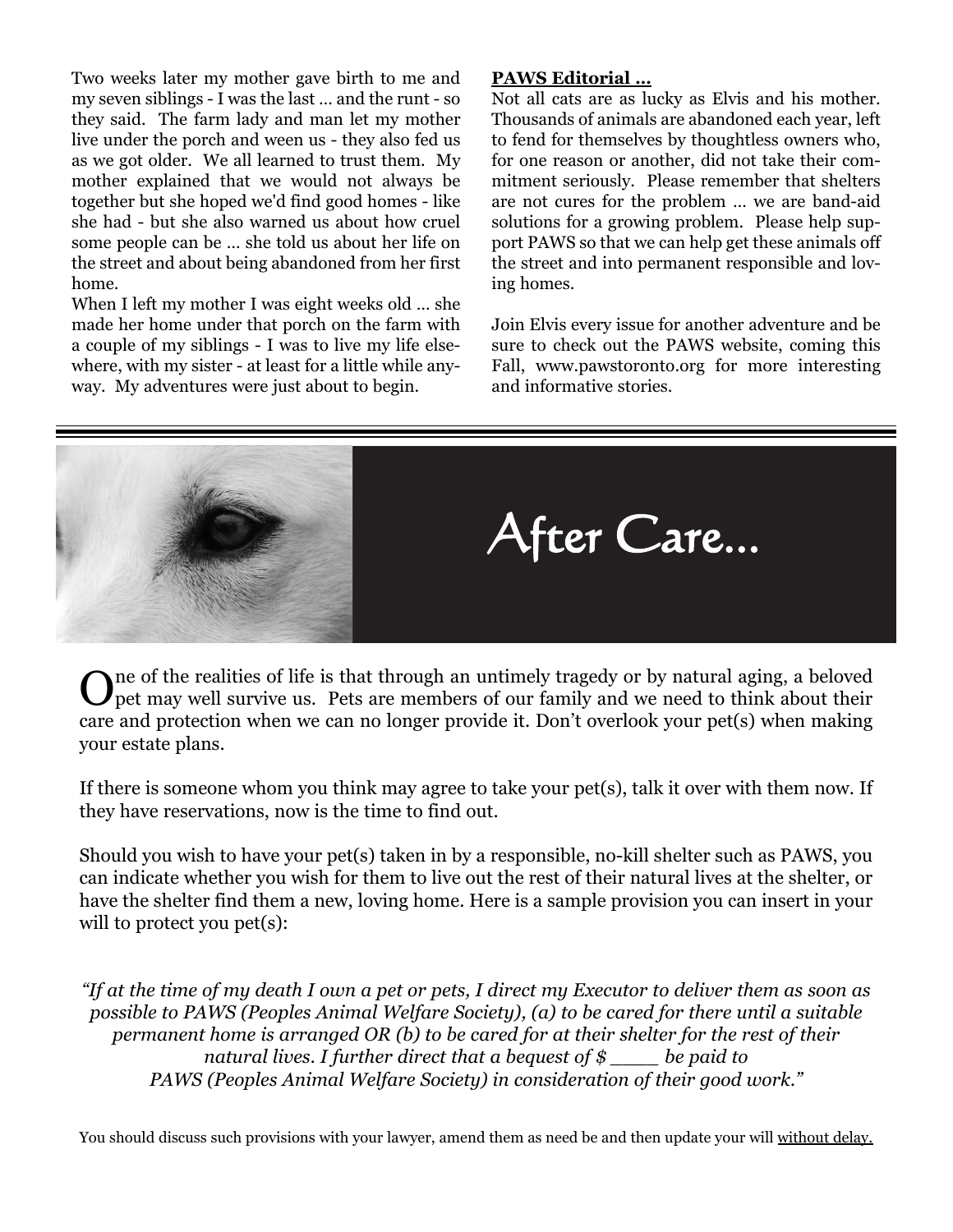Two weeks later my mother gave birth to me and my seven siblings - I was the last ... and the runt - so they said. The farm lady and man let my mother live under the porch and ween us - they also fed us as we got older. We all learned to trust them. My mother explained that we would not always be together but she hoped we'd find good homes - like she had - but she also warned us about how cruel some people can be ... she told us about her life on the street and about being abandoned from her first home.

When I left my mother I was eight weeks old ... she made her home under that porch on the farm with a couple of my siblings - I was to live my life elsewhere, with my sister - at least for a little while anyway. My adventures were just about to begin.

**PAWS Editorial ...**

Not all cats are as lucky as Elvis and his mother. Thousands of animals are abandoned each year, left to fend for themselves by thoughtless owners who, for one reason or another, did not take their commitment seriously. Please remember that shelters are not cures for the problem ... we are band-aid solutions for a growing problem. Please help support PAWS so that we can help get these animals off the street and into permanent responsible and loving homes.

Join Elvis every issue for another adventure and be sure to check out the PAWS website, coming this Fall, www.pawstoronto.org for more interesting and informative stories.

# After Care...

One of the realities of life is that through an untimely tragedy or by natural aging, a beloved pet may well survive us. Pets are members of our family and we need to think about their care and protection when we can no longer provide it. Don't overlook your pet(s) when making your estate plans.

If there is someone whom you think may agree to take your pet(s), talk it over with them now. If they have reservations, now is the time to find out.

Should you wish to have your pet(s) taken in by a responsible, no-kill shelter such as PAWS, you can indicate whether you wish for them to live out the rest of their natural lives at the shelter, or have the shelter find them a new, loving home. Here is a sample provision you can insert in your will to protect you pet(s):

*"If at the time of my death I own a pet or pets, I direct my Executor to deliver them as soon as possible to PAWS (Peoples Animal Welfare Society), (a) to be cared for there until a suitable permanent home is arranged OR (b) to be cared for at their shelter for the rest of their natural lives. I further direct that a bequest of $ ____ be paid to PAWS (Peoples Animal Welfare Society) in consideration of their good work."*

You should discuss such provisions with your lawyer, amend them as need be and then update your will <u>without delay.</u>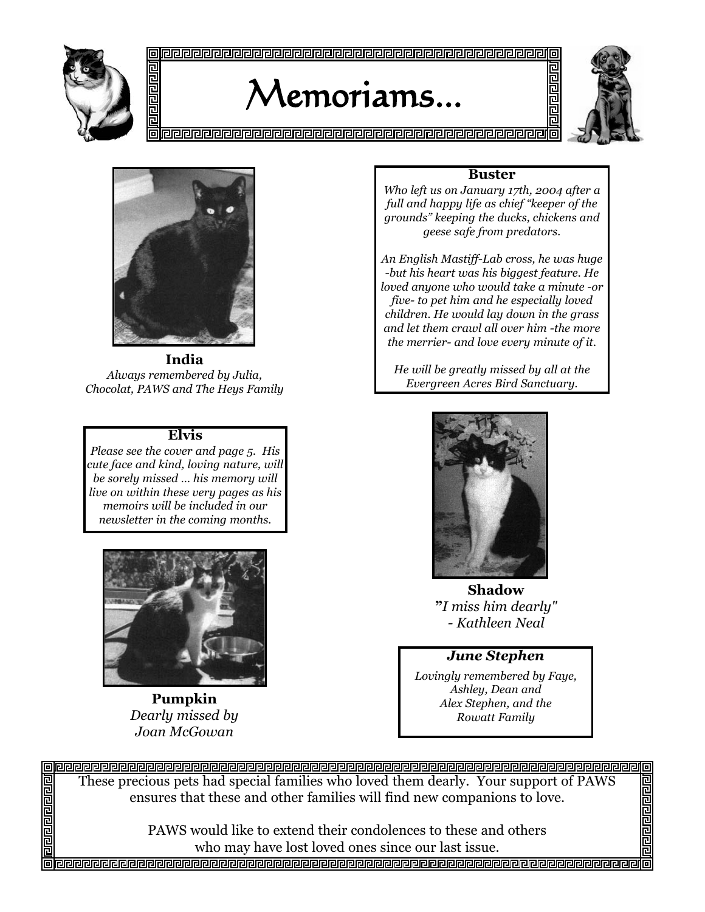# Memoriams...

**India**

*Always remembered by Julia, Chocolat, PAWS and The Heys Family*

**Buster**

*Who left us on January 17th, 2004 after a full and happy life as chief "keeper of the grounds" keeping the ducks, chickens and geese safe from predators.*

*An English Mastiff-Lab cross, he was huge -but his heart was his biggest feature. He loved anyone who would take a minute -or five- to pet him and he especially loved children. He would lay down in the grass and let them crawl all over him -the more the merrier- and love every minute of it.*

*He will be greatly missed by all at the Evergreen Acres Bird Sanctuary.*

**Elvis**

*Please see the cover and page 5. His cute face and kind, loving nature, will be sorely missed ... his memory will live on within these very pages as his memoirs will be included in our newsletter in the coming months.*

**Shadow**

*"I miss him dearly"*
*- Kathleen Neal*

**Pumpkin**

*Dearly missed by Joan McGowan*

***June Stephen***

*Lovingly remembered by Faye, Ashley, Dean and Alex Stephen, and the Rowatt Family*

These precious pets had special families who loved them dearly. Your support of PAWS ensures that these and other families will find new companions to love.

PAWS would like to extend their condolences to these and others who may have lost loved ones since our last issue.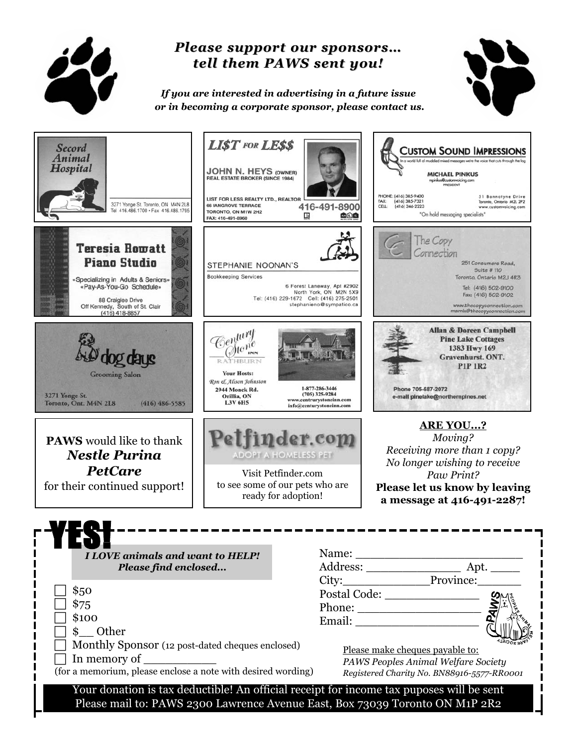***Please support our sponsors… tell them PAWS sent you!***

***If you are interested in advertising in a future issue or in becoming a corporate sponsor, please contact us.***

Secord Animal Hospital
3271 Yonge St. Toronto, ON M4N 2L8
Tel 416.486.1700 • Fax 416.486.1795

LI$T FOR LE$$
JOHN N. HEYS (OWNER)
REAL ESTATE BROKER (SINCE 1984)
LIST FOR LESS REALTY LTD., REALTOR
66 IANGROVE TERRACE
TORONTO, ON M1W 2H2
FAX: 416-491-8960
416-491-8900

CUSTOM SOUND IMPRESSIONS
In a world full of muddled mixed messages we're the voice that cuts through the fog
MICHAEL PINKUS
mpinkus@customvoicing.com
PRESIDENT
PHONE: (416) 385-9400
FAX: (416) 385-7321
CELL: (416) 346-2223
51 Bannatyne Drive
Toronto, Ontario M2L 2P2
www.customvoicing.com
"On hold messaging specialists"

Teresia Rowatt Piano Studio
«Specializing in Adults & Seniors»
«Pay-As-You-Go Schedule»
88 Craiglee Drive
Off Kennedy, South of St. Clair
(416) 418-8857

STEPHANIE NOONAN'S
Bookkeeping Services
6 Forest Laneway, Apt #2902
North York, ON M2N 5X9
Tel: (416) 229-1672 Cell: (416) 275-2501
stephanieno@sympatico.ca

The Copy Connection
251 Consumers Road,
Suite # 110
Toronto, Ontario M2J 4R3
Tel: (416) 502-9100
Fax: (416) 502-9102
www.thecopyconnection.com
marnix@thecopyconnection.com

dog days
Grooming Salon
3271 Yonge St.
Toronto, Ont. M4N 2L8
(416) 486-5585

Century Stone INN
RATHBURN
Your Hosts:
Ron & Alison Johnston
2944 Monck Rd.
Orillia, ON
L3V 6H5
1-877-286-3446
(705) 325-9284
www.centurystoneinn.com
info@centurystoneinn.com

Allan & Doreen Campbell
Pine Lake Cottages
1383 Hwy 169
Gravenhurst. ONT.
P1P 1R2
Phone 705-687-2072
e-mail pinelake@northernpines.net

**PAWS** would like to thank ***Nestle Purina PetCare*** for their continued support!

Petfinder.com
ADOPT A HOMELESS PET
Visit Petfinder.com to see some of our pets who are ready for adoption!

**ARE YOU…?**
*Moving?*
*Receiving more than 1 copy?*
*No longer wishing to receive Paw Print?*
**Please let us know by leaving a message at 416-491-2287!**

# YES!

***I LOVE animals and want to HELP! Please find enclosed…***

- ☐ $50
- ☐ $75
- ☐ $100
- ☐ $__ Other
- ☐ Monthly Sponsor (12 post-dated cheques enclosed)
- ☐ In memory of __________

(for a memorium, please enclose a note with desired wording)

Name: ______________________
Address: ______________ Apt. ____
City:____________Province:_______
Postal Code: ______________
Phone: _________________
Email: _________________

Please make cheques payable to:
*PAWS Peoples Animal Welfare Society*
*Registered Charity No. BN88916-5577-RR0001*

Your donation is tax deductible! An official receipt for income tax puposes will be sent
Please mail to: PAWS 2300 Lawrence Avenue East, Box 73039 Toronto ON M1P 2R2